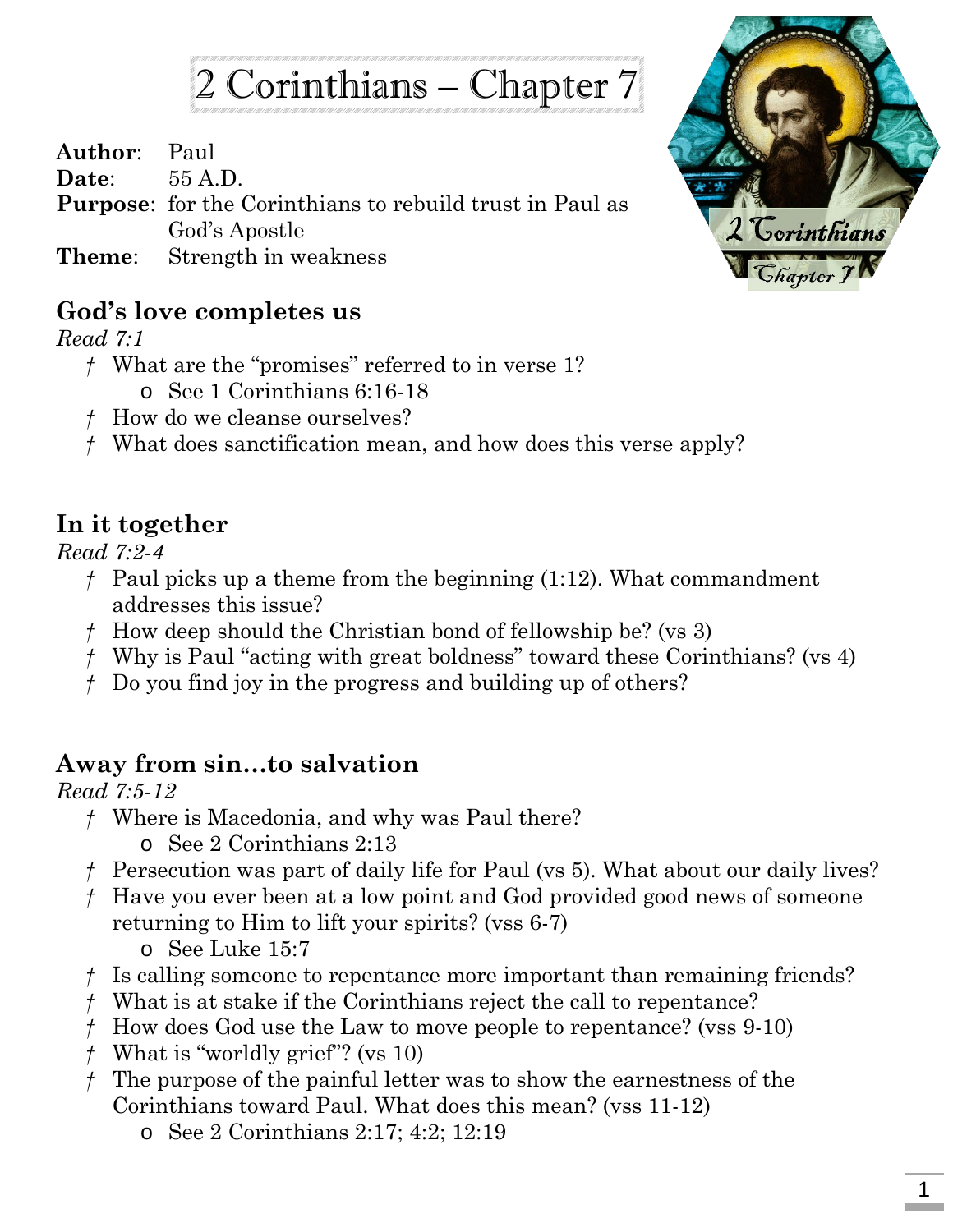# 2 Corinthians – Chapter 7

**Author**: Paul
**Date**: 55 A.D.
**Purpose**: for the Corinthians to rebuild trust in Paul as God's Apostle
**Theme**: Strength in weakness

## God's love completes us

*Read 7:1*

- † What are the "promises" referred to in verse 1?
  - See 1 Corinthians 6:16-18
- † How do we cleanse ourselves?
- † What does sanctification mean, and how does this verse apply?

## In it together

*Read 7:2-4*

- † Paul picks up a theme from the beginning (1:12). What commandment addresses this issue?
- † How deep should the Christian bond of fellowship be? (vs 3)
- † Why is Paul "acting with great boldness" toward these Corinthians? (vs 4)
- † Do you find joy in the progress and building up of others?

## Away from sin…to salvation

*Read 7:5-12*

- † Where is Macedonia, and why was Paul there?
  - See 2 Corinthians 2:13
- † Persecution was part of daily life for Paul (vs 5). What about our daily lives?
- † Have you ever been at a low point and God provided good news of someone returning to Him to lift your spirits? (vss 6-7)
  - See Luke 15:7
- † Is calling someone to repentance more important than remaining friends?
- † What is at stake if the Corinthians reject the call to repentance?
- † How does God use the Law to move people to repentance? (vss 9-10)
- † What is "worldly grief"? (vs 10)
- † The purpose of the painful letter was to show the earnestness of the Corinthians toward Paul. What does this mean? (vss 11-12)
  - See 2 Corinthians 2:17; 4:2; 12:19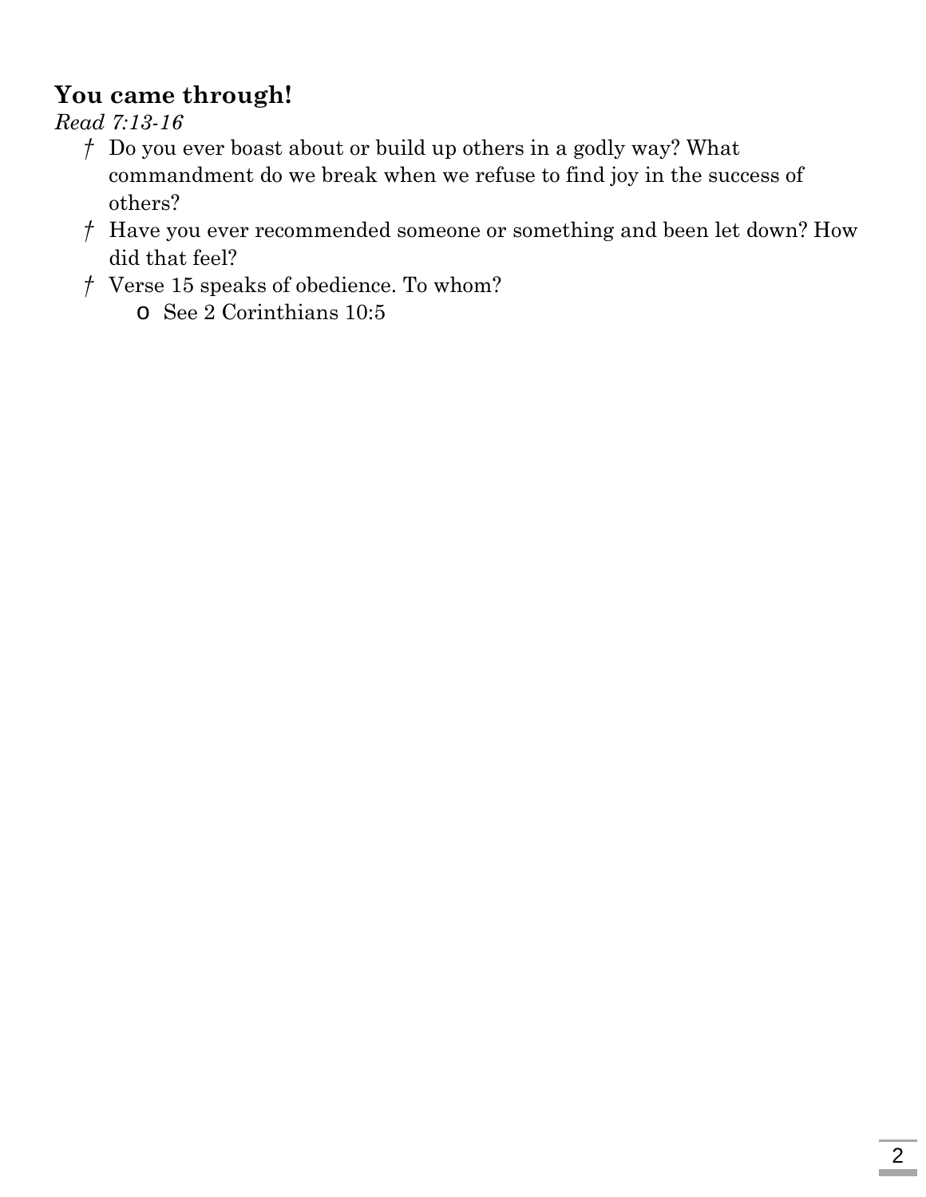## You came through!

*Read 7:13-16*

- Do you ever boast about or build up others in a godly way? What commandment do we break when we refuse to find joy in the success of others?
- Have you ever recommended someone or something and been let down? How did that feel?
- Verse 15 speaks of obedience. To whom?
    - See 2 Corinthians 10:5